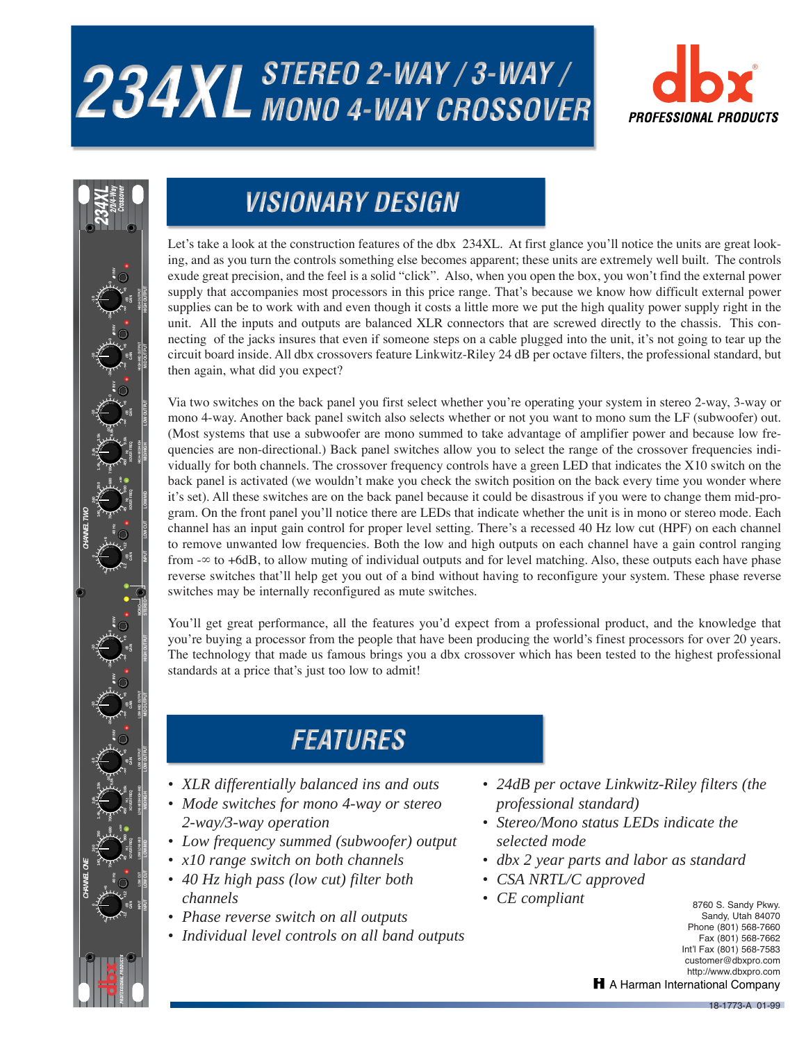# 234XL STEREO 2-WAY / 3-WAY / MONO 4-WAY CROSSOVER

dbx PROFESSIONAL PRODUCTS

## VISIONARY DESIGN

Let's take a look at the construction features of the dbx 234XL. At first glance you'll notice the units are great looking, and as you turn the controls something else becomes apparent; these units are extremely well built. The controls exude great precision, and the feel is a solid "click". Also, when you open the box, you won't find the external power supply that accompanies most processors in this price range. That's because we know how difficult external power supplies can be to work with and even though it costs a little more we put the high quality power supply right in the unit. All the inputs and outputs are balanced XLR connectors that are screwed directly to the chassis. This connecting of the jacks insures that even if someone steps on a cable plugged into the unit, it's not going to tear up the circuit board inside. All dbx crossovers feature Linkwitz-Riley 24 dB per octave filters, the professional standard, but then again, what did you expect?

Via two switches on the back panel you first select whether you're operating your system in stereo 2-way, 3-way or mono 4-way. Another back panel switch also selects whether or not you want to mono sum the LF (subwoofer) out. (Most systems that use a subwoofer are mono summed to take advantage of amplifier power and because low frequencies are non-directional.) Back panel switches allow you to select the range of the crossover frequencies individually for both channels. The crossover frequency controls have a green LED that indicates the X10 switch on the back panel is activated (we wouldn't make you check the switch position on the back every time you wonder where it's set). All these switches are on the back panel because it could be disastrous if you were to change them mid-program. On the front panel you'll notice there are LEDs that indicate whether the unit is in mono or stereo mode. Each channel has an input gain control for proper level setting. There's a recessed 40 Hz low cut (HPF) on each channel to remove unwanted low frequencies. Both the low and high outputs on each channel have a gain control ranging from -∞ to +6dB, to allow muting of individual outputs and for level matching. Also, these outputs each have phase reverse switches that'll help get you out of a bind without having to reconfigure your system. These phase reverse switches may be internally reconfigured as mute switches.

You'll get great performance, all the features you'd expect from a professional product, and the knowledge that you're buying a processor from the people that have been producing the world's finest processors for over 20 years. The technology that made us famous brings you a dbx crossover which has been tested to the highest professional standards at a price that's just too low to admit!

## FEATURES

- *XLR differentially balanced ins and outs*
- *Mode switches for mono 4-way or stereo 2-way/3-way operation*
- *Low frequency summed (subwoofer) output*
- *x10 range switch on both channels*
- *40 Hz high pass (low cut) filter both channels*
- *Phase reverse switch on all outputs*
- *Individual level controls on all band outputs*
- *24dB per octave Linkwitz-Riley filters (the professional standard)*
- *Stereo/Mono status LEDs indicate the selected mode*
- *dbx 2 year parts and labor as standard*
- *CSA NRTL/C approved*
- *CE compliant*

8760 S. Sandy Pkwy.
Sandy, Utah 84070
Phone (801) 568-7660
Fax (801) 568-7662
Int'l Fax (801) 568-7583
customer@dbxpro.com
http://www.dbxpro.com

A Harman International Company

18-1773-A 01-99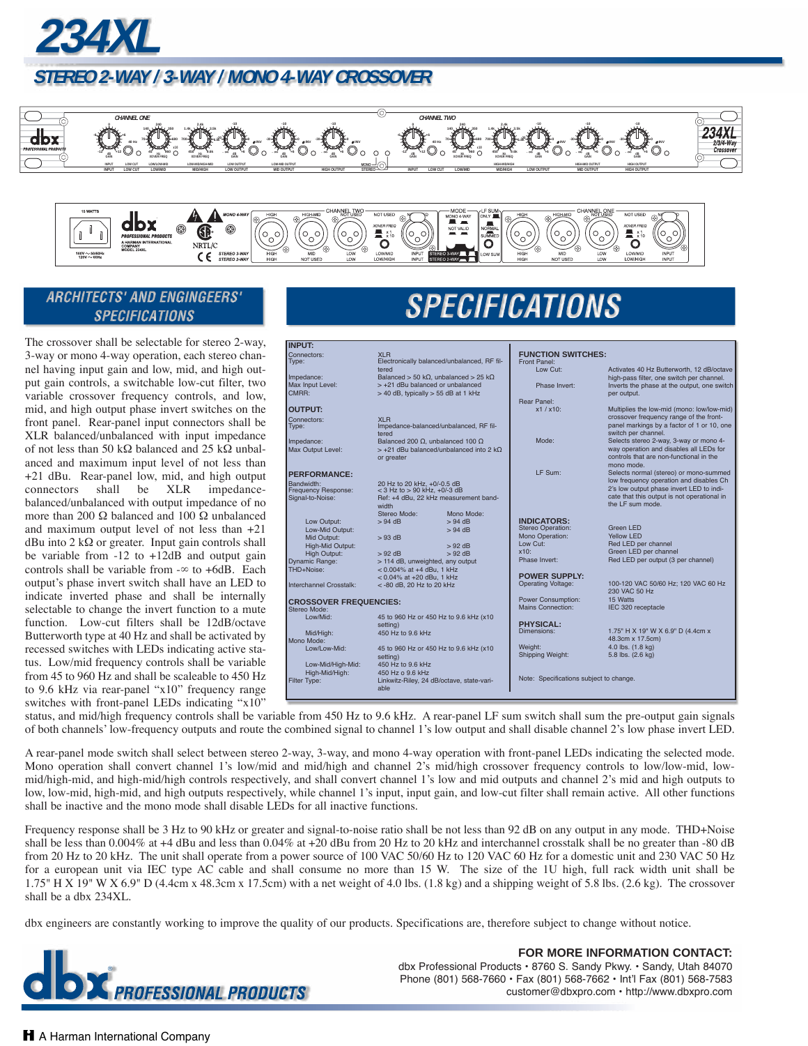# 234XL

## STEREO 2-WAY / 3-WAY / MONO 4-WAY CROSSOVER

## ARCHITECTS' AND ENGINGEERS' SPECIFICATIONS

The crossover shall be selectable for stereo 2-way, 3-way or mono 4-way operation, each stereo channel having input gain and low, mid, and high output gain controls, a switchable low-cut filter, two variable crossover frequency controls, and low, mid, and high output phase invert switches on the front panel. Rear-panel input connectors shall be XLR balanced/unbalanced with input impedance of not less than 50 kΩ balanced and 25 kΩ unbalanced and maximum input level of not less than +21 dBu. Rear-panel low, mid, and high output connectors shall be XLR impedance-balanced/unbalanced with output impedance of no more than 200 Ω balanced and 100 Ω unbalanced and maximum output level of not less than +21 dBu into 2 kΩ or greater. Input gain controls shall be variable from -12 to +12dB and output gain controls shall be variable from -∞ to +6dB. Each output's phase invert switch shall have an LED to indicate inverted phase and shall be internally selectable to change the invert function to a mute function. Low-cut filters shall be 12dB/octave Butterworth type at 40 Hz and shall be activated by recessed switches with LEDs indicating active status. Low/mid frequency controls shall be variable from 45 to 960 Hz and shall be scaleable to 450 Hz to 9.6 kHz via rear-panel "x10" frequency range switches with front-panel LEDs indicating "x10" status, and mid/high frequency controls shall be variable from 450 Hz to 9.6 kHz. A rear-panel LF sum switch shall sum the pre-output gain signals of both channels' low-frequency outputs and route the combined signal to channel 1's low output and shall disable channel 2's low phase invert LED.

A rear-panel mode switch shall select between stereo 2-way, 3-way, and mono 4-way operation with front-panel LEDs indicating the selected mode. Mono operation shall convert channel 1's low/mid and mid/high and channel 2's mid/high crossover frequency controls to low/low-mid, low-mid/high-mid, and high-mid/high controls respectively, and shall convert channel 1's low and mid outputs and channel 2's mid and high outputs to low, low-mid, high-mid, and high outputs respectively, while channel 1's input, input gain, and low-cut filter shall remain active. All other functions shall be inactive and the mono mode shall disable LEDs for all inactive functions.

Frequency response shall be 3 Hz to 90 kHz or greater and signal-to-noise ratio shall be not less than 92 dB on any output in any mode. THD+Noise shall be less than 0.004% at +4 dBu and less than 0.04% at +20 dBu from 20 Hz to 20 kHz and interchannel crosstalk shall be no greater than -80 dB from 20 Hz to 20 kHz. The unit shall operate from a power source of 100 VAC 50/60 Hz to 120 VAC 60 Hz for a domestic unit and 230 VAC 50 Hz for a european unit via IEC type AC cable and shall consume no more than 15 W. The size of the 1U high, full rack width unit shall be 1.75" H X 19" W X 6.9" D (4.4cm x 48.3cm x 17.5cm) with a net weight of 4.0 lbs. (1.8 kg) and a shipping weight of 5.8 lbs. (2.6 kg). The crossover shall be a dbx 234XL.

dbx engineers are constantly working to improve the quality of our products. Specifications are, therefore subject to change without notice.

## SPECIFICATIONS

**INPUT:**

| | |
|---|---|
| Connectors: | XLR |
| Type: | Electronically balanced/unbalanced, RF filtered |
| Impedance: | Balanced > 50 kΩ, unbalanced > 25 kΩ |
| Max Input Level: | > +21 dBu balanced or unbalanced |
| CMRR: | > 40 dB, typically > 55 dB at 1 kHz |

**OUTPUT:**

| | |
|---|---|
| Connectors: | XLR |
| Type: | Impedance-balanced/unbalanced, RF filtered |
| Impedance: | Balanced 200 Ω, unbalanced 100 Ω |
| Max Output Level: | > +21 dBu balanced/unbalanced into 2 kΩ or greater |

**PERFORMANCE:**

| | | |
|---|---|---|
| Bandwidth: | 20 Hz to 20 kHz, +0/-0.5 dB | |
| Frequency Response: | < 3 Hz to > 90 kHz, +0/-3 dB | |
| Signal-to-Noise: | Ref: +4 dBu, 22 kHz measurement bandwidth | |
| | Stereo Mode: | Mono Mode: |
| Low Output: | > 94 dB | > 94 dB |
| Low-Mid Output: | | > 94 dB |
| Mid Output: | > 93 dB | |
| High-Mid Output: | | > 92 dB |
| High Output: | > 92 dB | > 92 dB |
| Dynamic Range: | > 114 dB, unweighted, any output | |
| THD+Noise: | < 0.004% at +4 dBu, 1 kHz<br>< 0.04% at +20 dBu, 1 kHz | |
| Interchannel Crosstalk: | < -80 dB, 20 Hz to 20 kHz | |

**CROSSOVER FREQUENCIES:**

| | |
|---|---|
| Stereo Mode: | |
| Low/Mid: | 45 to 960 Hz or 450 Hz to 9.6 kHz (x10 setting) |
| Mid/High: | 450 Hz to 9.6 kHz |
| Mono Mode: | |
| Low/Low-Mid: | 45 to 960 Hz or 450 Hz to 9.6 kHz (x10 setting) |
| Low-Mid/High-Mid: | 450 Hz to 9.6 kHz |
| High-Mid/High: | 450 Hz o 9.6 kHz |
| Filter Type: | Linkwitz-Riley, 24 dB/octave, state-variable |

**FUNCTION SWITCHES:**

| | |
|---|---|
| Front Panel: | |
| Low Cut: | Activates 40 Hz Butterworth, 12 dB/octave high-pass filter, one switch per channel. |
| Phase Invert: | Inverts the phase at the output, one switch per output. |
| Rear Panel: | |
| x1 / x10: | Multiplies the low-mid (mono: low/low-mid) crossover frequency range of the front-panel markings by a factor of 1 or 10, one switch per channel. |
| Mode: | Selects stereo 2-way, 3-way or mono 4-way operation and disables all LEDs for controls that are non-functional in the mono mode. |
| LF Sum: | Selects normal (stereo) or mono-summed low frequency operation and disables Ch 2's low output phase invert LED to indicate that this output is not operational in the LF sum mode. |

**INDICATORS:**

| | |
|---|---|
| Stereo Operation: | Green LED |
| Mono Operation: | Yellow LED |
| Low Cut: | Red LED per channel |
| x10: | Green LED per channel |
| Phase Invert: | Red LED per output (3 per channel) |

**POWER SUPPLY:**

| | |
|---|---|
| Operating Voltage: | 100-120 VAC 50/60 Hz; 120 VAC 60 Hz<br>230 VAC 50 Hz |
| Power Consumption: | 15 Watts |
| Mains Connection: | IEC 320 receptacle |

**PHYSICAL:**

| | |
|---|---|
| Dimensions: | 1.75" H X 19" W X 6.9" D (4.4cm x 48.3cm x 17.5cm) |
| Weight: | 4.0 lbs. (1.8 kg) |
| Shipping Weight: | 5.8 lbs. (2.6 kg) |

Note: Specifications subject to change.

**FOR MORE INFORMATION CONTACT:**

dbx Professional Products • 8760 S. Sandy Pkwy. • Sandy, Utah 84070
Phone (801) 568-7660 • Fax (801) 568-7662 • Int'l Fax (801) 568-7583
customer@dbxpro.com • http://www.dbxpro.com

dbx PROFESSIONAL PRODUCTS

A Harman International Company